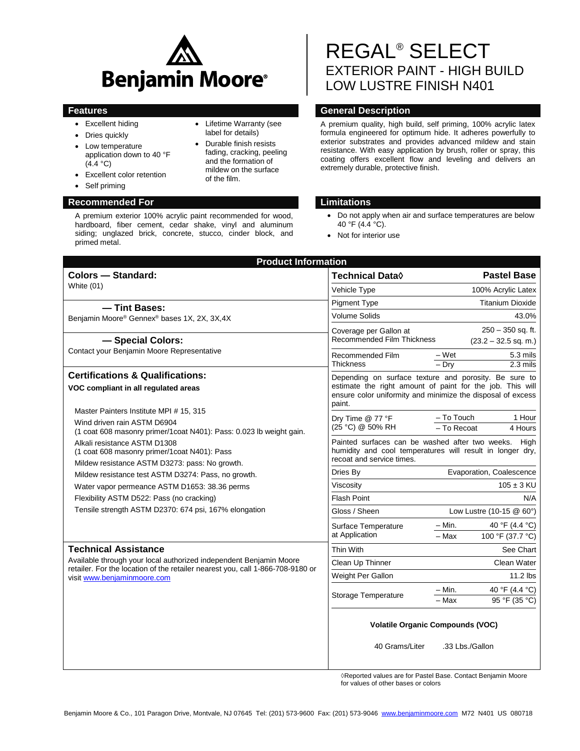Benjamin Moore®

# REGAL® SELECT

## EXTERIOR PAINT - HIGH BUILD LOW LUSTRE FINISH N401

## Features

- Excellent hiding
- Dries quickly
- Low temperature application down to 40 °F (4.4 °C)
- Excellent color retention
- Self priming
- Lifetime Warranty (see label for details)
- Durable finish resists fading, cracking, peeling and the formation of mildew on the surface of the film.

## General Description

A premium quality, high build, self priming, 100% acrylic latex formula engineered for optimum hide. It adheres powerfully to exterior substrates and provides advanced mildew and stain resistance. With easy application by brush, roller or spray, this coating offers excellent flow and leveling and delivers an extremely durable, protective finish.

## Recommended For

A premium exterior 100% acrylic paint recommended for wood, hardboard, fiber cement, cedar shake, vinyl and aluminum siding; unglazed brick, concrete, stucco, cinder block, and primed metal.

## Limitations

- Do not apply when air and surface temperatures are below 40 °F (4.4 °C).
- Not for interior use

## Product Information

### Colors — Standard:

White (01)

### — Tint Bases:

Benjamin Moore® Gennex® bases 1X, 2X, 3X,4X

### — Special Colors:

Contact your Benjamin Moore Representative

### Certifications & Qualifications:

**VOC compliant in all regulated areas**

Master Painters Institute MPI # 15, 315

Wind driven rain ASTM D6904
(1 coat 608 masonry primer/1coat N401): Pass: 0.023 lb weight gain.

Alkali resistance ASTM D1308
(1 coat 608 masonry primer/1coat N401): Pass

Mildew resistance ASTM D3273: pass: No growth.

Mildew resistance test ASTM D3274: Pass, no growth.

Water vapor permeance ASTM D1653: 38.36 perms

Flexibility ASTM D522: Pass (no cracking)

Tensile strength ASTM D2370: 674 psi, 167% elongation

### Technical Assistance

Available through your local authorized independent Benjamin Moore retailer. For the location of the retailer nearest you, call 1-866-708-9180 or visit www.benjaminmoore.com

| Technical Data◊ | | Pastel Base |
|---|---|---|
| Vehicle Type | | 100% Acrylic Latex |
| Pigment Type | | Titanium Dioxide |
| Volume Solids | | 43.0% |
| Coverage per Gallon at Recommended Film Thickness | | 250 – 350 sq. ft. (23.2 – 32.5 sq. m.) |
| Recommended Film Thickness | – Wet | 5.3 mils |
| | – Dry | 2.3 mils |
| Depending on surface texture and porosity. Be sure to estimate the right amount of paint for the job. This will ensure color uniformity and minimize the disposal of excess paint. | | |
| Dry Time @ 77 °F (25 °C) @ 50% RH | – To Touch | 1 Hour |
| | – To Recoat | 4 Hours |
| Painted surfaces can be washed after two weeks. High humidity and cool temperatures will result in longer dry, recoat and service times. | | |
| Dries By | | Evaporation, Coalescence |
| Viscosity | | 105 ± 3 KU |
| Flash Point | | N/A |
| Gloss / Sheen | | Low Lustre (10-15 @ 60°) |
| Surface Temperature at Application | – Min. | 40 °F (4.4 °C) |
| | – Max | 100 °F (37.7 °C) |
| Thin With | | See Chart |
| Clean Up Thinner | | Clean Water |
| Weight Per Gallon | | 11.2 lbs |
| Storage Temperature | – Min. | 40 °F (4.4 °C) |
| | – Max | 95 °F (35 °C) |

**Volatile Organic Compounds (VOC)**

40 Grams/Liter .33 Lbs./Gallon

◊Reported values are for Pastel Base. Contact Benjamin Moore for values of other bases or colors

Benjamin Moore & Co., 101 Paragon Drive, Montvale, NJ 07645 Tel: (201) 573-9600 Fax: (201) 573-9046 www.benjaminmoore.com M72 N401 US 080718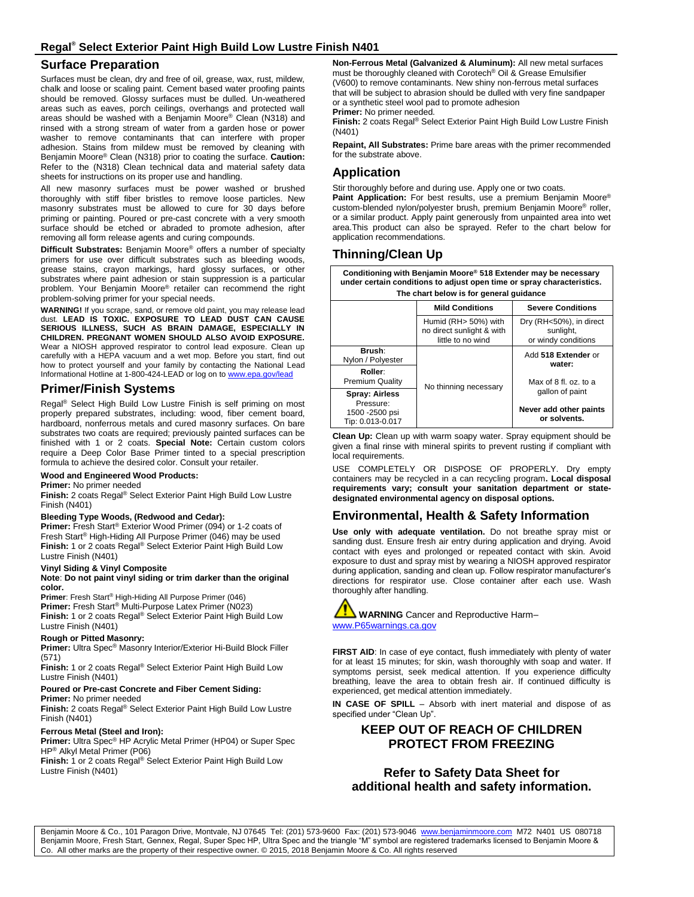## Regal® Select Exterior Paint High Build Low Lustre Finish N401

## Surface Preparation

Surfaces must be clean, dry and free of oil, grease, wax, rust, mildew, chalk and loose or scaling paint. Cement based water proofing paints should be removed. Glossy surfaces must be dulled. Un-weathered areas such as eaves, porch ceilings, overhangs and protected wall areas should be washed with a Benjamin Moore® Clean (N318) and rinsed with a strong stream of water from a garden hose or power washer to remove contaminants that can interfere with proper adhesion. Stains from mildew must be removed by cleaning with Benjamin Moore® Clean (N318) prior to coating the surface. **Caution:** Refer to the (N318) Clean technical data and material safety data sheets for instructions on its proper use and handling.

All new masonry surfaces must be power washed or brushed thoroughly with stiff fiber bristles to remove loose particles. New masonry substrates must be allowed to cure for 30 days before priming or painting. Poured or pre-cast concrete with a very smooth surface should be etched or abraded to promote adhesion, after removing all form release agents and curing compounds.

**Difficult Substrates:** Benjamin Moore® offers a number of specialty primers for use over difficult substrates such as bleeding woods, grease stains, crayon markings, hard glossy surfaces, or other substrates where paint adhesion or stain suppression is a particular problem. Your Benjamin Moore® retailer can recommend the right problem-solving primer for your special needs.

**WARNING!** If you scrape, sand, or remove old paint, you may release lead dust. **LEAD IS TOXIC. EXPOSURE TO LEAD DUST CAN CAUSE SERIOUS ILLNESS, SUCH AS BRAIN DAMAGE, ESPECIALLY IN CHILDREN. PREGNANT WOMEN SHOULD ALSO AVOID EXPOSURE.** Wear a NIOSH approved respirator to control lead exposure. Clean up carefully with a HEPA vacuum and a wet mop. Before you start, find out how to protect yourself and your family by contacting the National Lead Informational Hotline at 1-800-424-LEAD or log on to www.epa.gov/lead

## Primer/Finish Systems

Regal® Select High Build Low Lustre Finish is self priming on most properly prepared substrates, including: wood, fiber cement board, hardboard, nonferrous metals and cured masonry surfaces. On bare substrates two coats are required; previously painted surfaces can be finished with 1 or 2 coats. **Special Note:** Certain custom colors require a Deep Color Base Primer tinted to a special prescription formula to achieve the desired color. Consult your retailer.

**Wood and Engineered Wood Products:**
**Primer:** No primer needed
**Finish:** 2 coats Regal® Select Exterior Paint High Build Low Lustre Finish (N401)

**Bleeding Type Woods, (Redwood and Cedar):**
**Primer:** Fresh Start® Exterior Wood Primer (094) or 1-2 coats of Fresh Start® High-Hiding All Purpose Primer (046) may be used
**Finish:** 1 or 2 coats Regal® Select Exterior Paint High Build Low Lustre Finish (N401)

**Vinyl Siding & Vinyl Composite**
**Note**: **Do not paint vinyl siding or trim darker than the original color.**
**Primer**: Fresh Start® High-Hiding All Purpose Primer (046)
**Primer:** Fresh Start® Multi-Purpose Latex Primer (N023)
**Finish:** 1 or 2 coats Regal® Select Exterior Paint High Build Low Lustre Finish (N401)

**Rough or Pitted Masonry:**
**Primer:** Ultra Spec® Masonry Interior/Exterior Hi-Build Block Filler (571)
**Finish:** 1 or 2 coats Regal® Select Exterior Paint High Build Low Lustre Finish (N401)

**Poured or Pre-cast Concrete and Fiber Cement Siding:**
**Primer:** No primer needed
**Finish:** 2 coats Regal® Select Exterior Paint High Build Low Lustre Finish (N401)

**Ferrous Metal (Steel and Iron):**
**Primer:** Ultra Spec® HP Acrylic Metal Primer (HP04) or Super Spec HP® Alkyl Metal Primer (P06)
**Finish:** 1 or 2 coats Regal® Select Exterior Paint High Build Low Lustre Finish (N401)

**Non-Ferrous Metal (Galvanized & Aluminum):** All new metal surfaces must be thoroughly cleaned with Corotech® Oil & Grease Emulsifier (V600) to remove contaminants. New shiny non-ferrous metal surfaces that will be subject to abrasion should be dulled with very fine sandpaper or a synthetic steel wool pad to promote adhesion
**Primer:** No primer needed.
**Finish:** 2 coats Regal® Select Exterior Paint High Build Low Lustre Finish (N401)

**Repaint, All Substrates:** Prime bare areas with the primer recommended for the substrate above.

## Application

Stir thoroughly before and during use. Apply one or two coats.
**Paint Application:** For best results, use a premium Benjamin Moore® custom-blended nylon/polyester brush, premium Benjamin Moore® roller, or a similar product. Apply paint generously from unpainted area into wet area.This product can also be sprayed. Refer to the chart below for application recommendations.

## Thinning/Clean Up

**Conditioning with Benjamin Moore® 518 Extender may be necessary under certain conditions to adjust open time or spray characteristics.**
**The chart below is for general guidance**

| | Mild Conditions | Severe Conditions |
|---|---|---|
| | Humid (RH> 50%) with no direct sunlight & with little to no wind | Dry (RH<50%), in direct sunlight, or windy conditions |
| **Brush**: Nylon / Polyester | No thinning necessary | Add **518 Extender** or **water:** Max of 8 fl. oz. to a gallon of paint **Never add other paints or solvents.** |
| **Roller**: Premium Quality | | |
| **Spray: Airless** Pressure: 1500 -2500 psi Tip: 0.013-0.017 | | |

**Clean Up:** Clean up with warm soapy water. Spray equipment should be given a final rinse with mineral spirits to prevent rusting if compliant with local requirements.

USE COMPLETELY OR DISPOSE OF PROPERLY. Dry empty containers may be recycled in a can recycling program**. Local disposal requirements vary; consult your sanitation department or state-designated environmental agency on disposal options.**

## Environmental, Health & Safety Information

**Use only with adequate ventilation.** Do not breathe spray mist or sanding dust. Ensure fresh air entry during application and drying. Avoid contact with eyes and prolonged or repeated contact with skin. Avoid exposure to dust and spray mist by wearing a NIOSH approved respirator during application, sanding and clean up. Follow respirator manufacturer's directions for respirator use. Close container after each use. Wash thoroughly after handling.

**WARNING** Cancer and Reproductive Harm–
www.P65warnings.ca.gov

**FIRST AID**: In case of eye contact, flush immediately with plenty of water for at least 15 minutes; for skin, wash thoroughly with soap and water. If symptoms persist, seek medical attention. If you experience difficulty breathing, leave the area to obtain fresh air. If continued difficulty is experienced, get medical attention immediately.

**IN CASE OF SPILL** – Absorb with inert material and dispose of as specified under "Clean Up".

**KEEP OUT OF REACH OF CHILDREN**
**PROTECT FROM FREEZING**

**Refer to Safety Data Sheet for additional health and safety information.**

Benjamin Moore & Co., 101 Paragon Drive, Montvale, NJ 07645 Tel: (201) 573-9600 Fax: (201) 573-9046 www.benjaminmoore.com M72 N401 US 080718
Benjamin Moore, Fresh Start, Gennex, Regal, Super Spec HP, Ultra Spec and the triangle "M" symbol are registered trademarks licensed to Benjamin Moore & Co. All other marks are the property of their respective owner. © 2015, 2018 Benjamin Moore & Co. All rights reserved